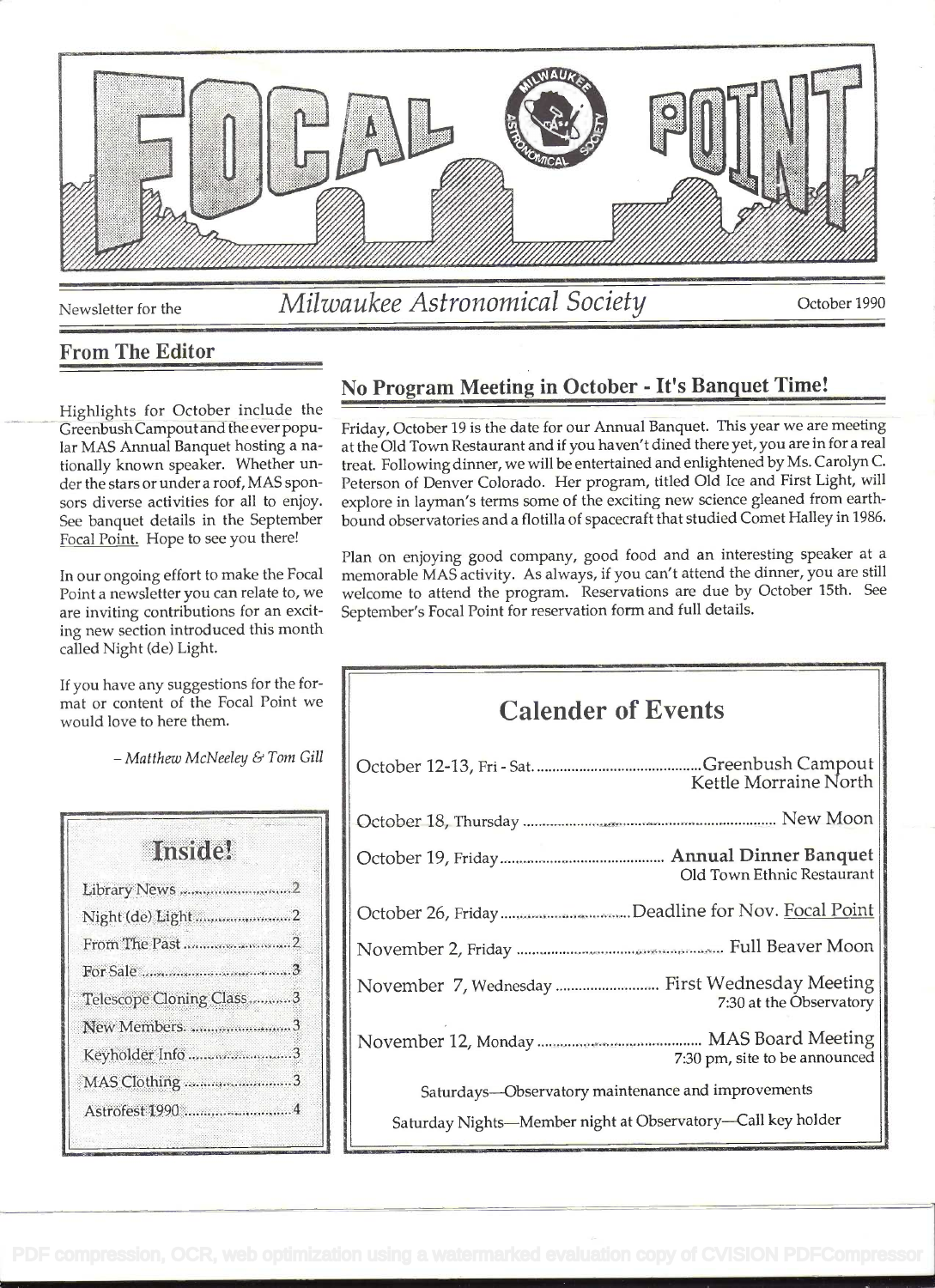# FOCAL POINT

Newsletter for the *Milwaukee Astronomical Society* October 1990

## From The Editor

Highlights for October include the Greenbush Campout and the ever popular MAS Annual Banquet hosting a nationally known speaker. Whether under the stars or under a roof, MAS sponsors diverse activities for all to enjoy. See banquet details in the September Focal Point. Hope to see you there!

In our ongoing effort to make the Focal Point a newsletter you can relate to, we are inviting contributions for an exciting new section introduced this month called Night (de) Light.

If you have any suggestions for the format or content of the Focal Point we would love to here them.

*– Matthew McNeeley & Tom Gill*

### Inside!

- Library News .......... 2
- Night (de) Light .......... 2
- From The Past .......... 2
- For Sale .......... 3
- Telescope Cloning Class .......... 3
- New Members .......... 3
- Keyholder Info .......... 3
- MAS Clothing .......... 3
- Astrofest 1990 .......... 4

## No Program Meeting in October - It's Banquet Time!

Friday, October 19 is the date for our Annual Banquet. This year we are meeting at the Old Town Restaurant and if you haven't dined there yet, you are in for a real treat. Following dinner, we will be entertained and enlightened by Ms. Carolyn C. Peterson of Denver Colorado. Her program, titled Old Ice and First Light, will explore in layman's terms some of the exciting new science gleaned from earthbound observatories and a flotilla of spacecraft that studied Comet Halley in 1986.

Plan on enjoying good company, good food and an interesting speaker at a memorable MAS activity. As always, if you can't attend the dinner, you are still welcome to attend the program. Reservations are due by October 15th. See September's Focal Point for reservation form and full details.

## Calender of Events

| Date | Event |
|---|---|
| October 12-13, Fri - Sat. | Greenbush Campout<br>Kettle Morraine North |
| October 18, Thursday | New Moon |
| October 19, Friday | **Annual Dinner Banquet**<br>Old Town Ethnic Restaurant |
| October 26, Friday | Deadline for Nov. Focal Point |
| November 2, Friday | Full Beaver Moon |
| November 7, Wednesday | First Wednesday Meeting<br>7:30 at the Observatory |
| November 12, Monday | MAS Board Meeting<br>7:30 pm, site to be announced |

Saturdays—Observatory maintenance and improvements

Saturday Nights—Member night at Observatory—Call key holder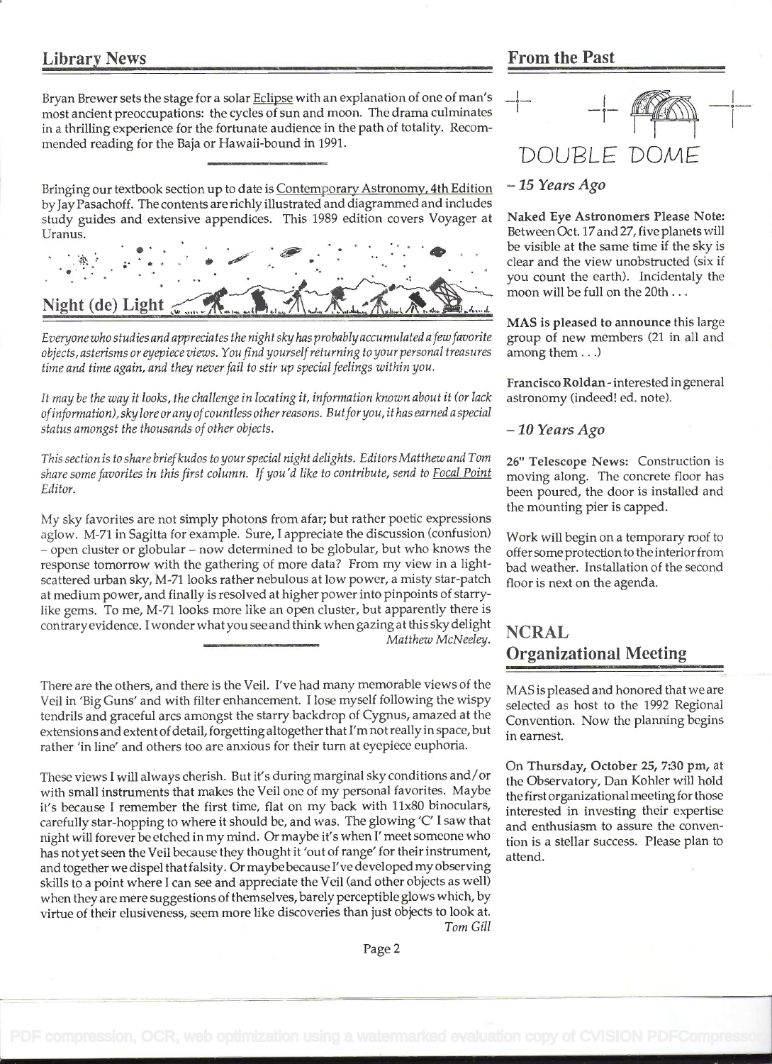## Library News

Bryan Brewer sets the stage for a solar Eclipse with an explanation of one of man's most ancient preoccupations: the cycles of sun and moon. The drama culminates in a thrilling experience for the fortunate audience in the path of totality. Recommended reading for the Baja or Hawaii-bound in 1991.

Bringing our textbook section up to date is Contemporary Astronomy, 4th Edition by Jay Pasachoff. The contents are richly illustrated and diagrammed and includes study guides and extensive appendices. This 1989 edition covers Voyager at Uranus.

## Night (de) Light

*Everyone who studies and appreciates the night sky has probably accumulated a few favorite objects, asterisms or eyepiece views. You find yourself returning to your personal treasures time and time again, and they never fail to stir up special feelings within you.*

*It may be the way it looks, the challenge in locating it, information known about it (or lack of information), sky lore or any of countless other reasons. But for you, it has earned a special status amongst the thousands of other objects.*

*This section is to share brief kudos to your special night delights. Editors Matthew and Tom share some favorites in this first column. If you'd like to contribute, send to Focal Point Editor.*

My sky favorites are not simply photons from afar; but rather poetic expressions aglow. M-71 in Sagitta for example. Sure, I appreciate the discussion (confusion) – open cluster or globular – now determined to be globular, but who knows the response tomorrow with the gathering of more data? From my view in a light-scattered urban sky, M-71 looks rather nebulous at low power, a misty star-patch at medium power, and finally is resolved at higher power into pinpoints of starry-like gems. To me, M-71 looks more like an open cluster, but apparently there is contrary evidence. I wonder what you see and think when gazing at this sky delight

*Matthew McNeeley.*

There are the others, and there is the Veil. I've had many memorable views of the Veil in 'Big Guns' and with filter enhancement. I lose myself following the wispy tendrils and graceful arcs amongst the starry backdrop of Cygnus, amazed at the extensions and extent of detail, forgetting altogether that I'm not really in space, but rather 'in line' and others too are anxious for their turn at eyepiece euphoria.

These views I will always cherish. But it's during marginal sky conditions and/or with small instruments that makes the Veil one of my personal favorites. Maybe it's because I remember the first time, flat on my back with 11x80 binoculars, carefully star-hopping to where it should be, and was. The glowing 'C' I saw that night will forever be etched in my mind. Or maybe it's when I' meet someone who has not yet seen the Veil because they thought it 'out of range' for their instrument, and together we dispel that falsity. Or maybe because I've developed my observing skills to a point where I can see and appreciate the Veil (and other objects as well) when they are mere suggestions of themselves, barely perceptible glows which, by virtue of their elusiveness, seem more like discoveries than just objects to look at.

*Tom Gill*

## From the Past

DOUBLE DOME

### – 15 Years Ago

**Naked Eye Astronomers Please Note:** Between Oct. 17 and 27, five planets will be visible at the same time if the sky is clear and the view unobstructed (six if you count the earth). Incidentaly the moon will be full on the 20th . . .

**MAS is pleased to announce** this large group of new members (21 in all and among them . . .)

**Francisco Roldan** - interested in general astronomy (indeed! ed. note).

### – 10 Years Ago

**26" Telescope News:** Construction is moving along. The concrete floor has been poured, the door is installed and the mounting pier is capped.

Work will begin on a temporary roof to offer some protection to the interior from bad weather. Installation of the second floor is next on the agenda.

## NCRAL Organizational Meeting

MAS is pleased and honored that we are selected as host to the 1992 Regional Convention. Now the planning begins in earnest.

On **Thursday, October 25, 7:30 pm,** at the Observatory, Dan Kohler will hold the first organizational meeting for those interested in investing their expertise and enthusiasm to assure the convention is a stellar success. Please plan to attend.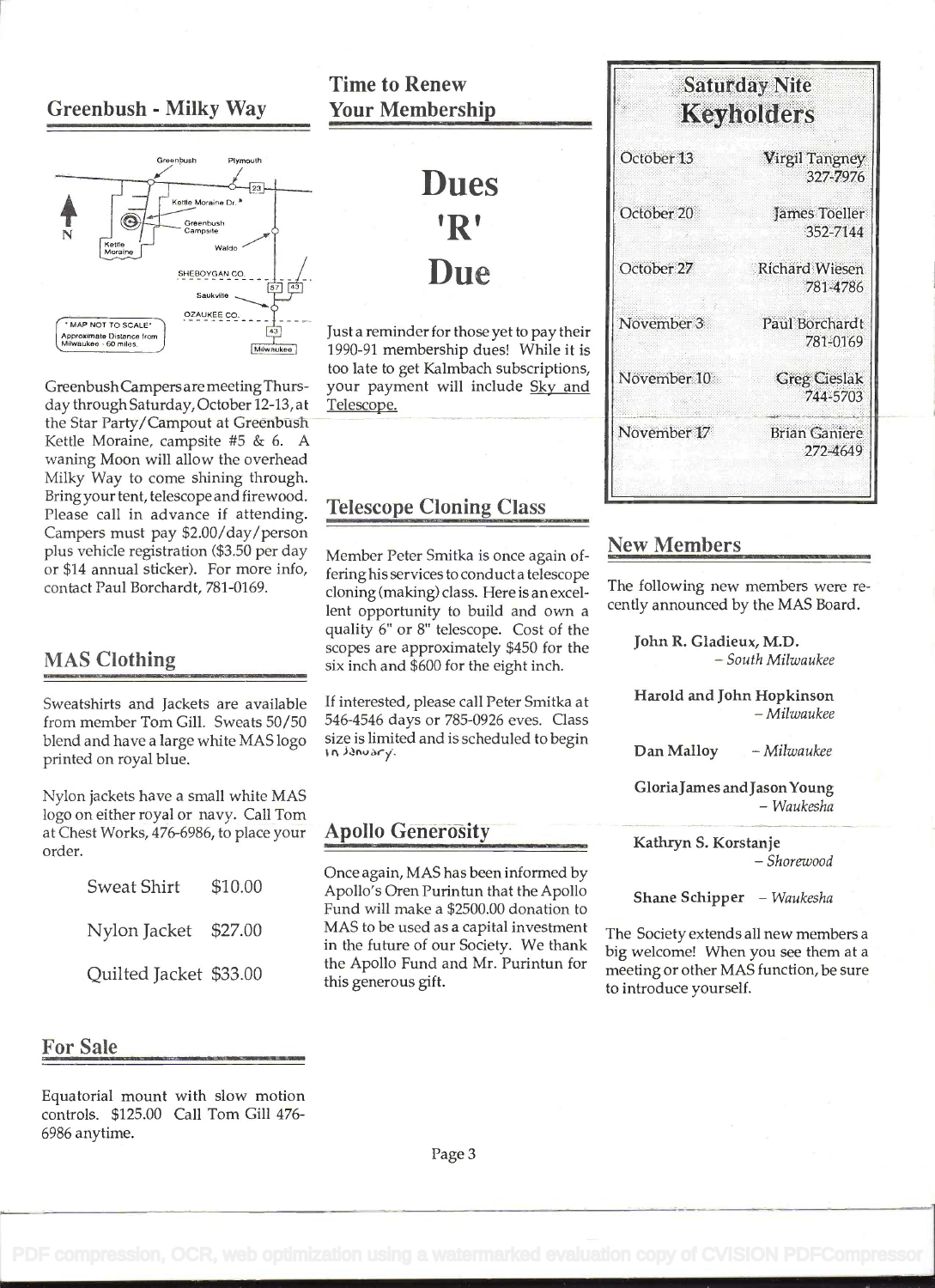## Greenbush - Milky Way

Greenbush Campers are meeting Thursday through Saturday, October 12-13, at the Star Party/Campout at Greenbush Kettle Moraine, campsite #5 & 6. A waning Moon will allow the overhead Milky Way to come shining through. Bring your tent, telescope and firewood. Please call in advance if attending. Campers must pay $2.00/day/person plus vehicle registration ($3.50 per day or $14 annual sticker). For more info, contact Paul Borchardt, 781-0169.

## MAS Clothing

Sweatshirts and Jackets are available from member Tom Gill. Sweats 50/50 blend and have a large white MAS logo printed on royal blue.

Nylon jackets have a small white MAS logo on either royal or navy. Call Tom at Chest Works, 476-6986, to place your order.

| | |
|---|---|
| Sweat Shirt | $10.00 |
| Nylon Jacket | $27.00 |
| Quilted Jacket | $33.00 |

## For Sale

Equatorial mount with slow motion controls. $125.00 Call Tom Gill 476-6986 anytime.

## Time to Renew Your Membership

# Dues 'R' Due

Just a reminder for those yet to pay their 1990-91 membership dues! While it is too late to get Kalmbach subscriptions, your payment will include Sky and Telescope.

## Telescope Cloning Class

Member Peter Smitka is once again offering his services to conduct a telescope cloning (making) class. Here is an excellent opportunity to build and own a quality 6" or 8" telescope. Cost of the scopes are approximately $450 for the six inch and $600 for the eight inch.

If interested, please call Peter Smitka at 546-4546 days or 785-0926 eves. Class size is limited and is scheduled to begin in January.

## Apollo Generosity

Once again, MAS has been informed by Apollo's Oren Purintun that the Apollo Fund will make a $2500.00 donation to MAS to be used as a capital investment in the future of our Society. We thank the Apollo Fund and Mr. Purintun for this generous gift.

## Saturday Nite Keyholders

| Date | Keyholder |
|---|---|
| October 13 | Virgil Tangney 327-7976 |
| October 20 | James Toeller 352-7144 |
| October 27 | Richard Wiesen 781-4786 |
| November 3 | Paul Borchardt 781-0169 |
| November 10 | Greg Cieslak 744-5703 |
| November 17 | Brian Ganiere 272-4649 |

## New Members

The following new members were recently announced by the MAS Board.

**John R. Gladieux, M.D.** – *South Milwaukee*

**Harold and John Hopkinson** – *Milwaukee*

**Dan Malloy** – *Milwaukee*

**Gloria James and Jason Young** – *Waukesha*

**Kathryn S. Korstanje** – *Shorewood*

**Shane Schipper** – *Waukesha*

The Society extends all new members a big welcome! When you see them at a meeting or other MAS function, be sure to introduce yourself.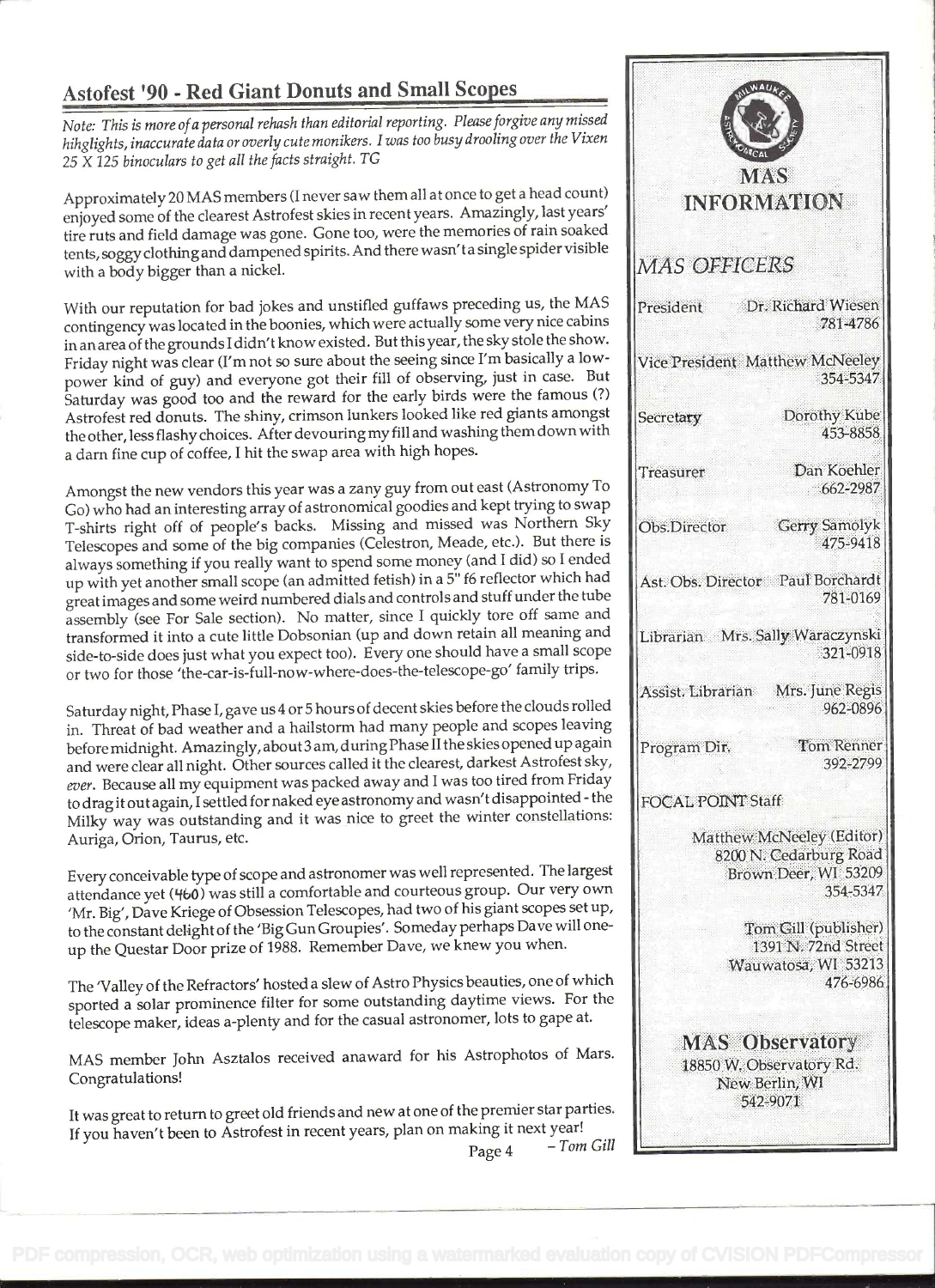## Astofest '90 - Red Giant Donuts and Small Scopes

*Note: This is more of a personal rehash than editorial reporting. Please forgive any missed hihglights, inaccurate data or overly cute monikers. I was too busy drooling over the Vixen 25 X 125 binoculars to get all the facts straight. TG*

Approximately 20 MAS members (I never saw them all at once to get a head count) enjoyed some of the clearest Astrofest skies in recent years. Amazingly, last years' tire ruts and field damage was gone. Gone too, were the memories of rain soaked tents, soggy clothing and dampened spirits. And there wasn't a single spider visible with a body bigger than a nickel.

With our reputation for bad jokes and unstifled guffaws preceding us, the MAS contingency was located in the boonies, which were actually some very nice cabins in an area of the grounds I didn't know existed. But this year, the sky stole the show. Friday night was clear (I'm not so sure about the seeing since I'm basically a low-power kind of guy) and everyone got their fill of observing, just in case. But Saturday was good too and the reward for the early birds were the famous (?) Astrofest red donuts. The shiny, crimson lunkers looked like red giants amongst the other, less flashy choices. After devouring my fill and washing them down with a darn fine cup of coffee, I hit the swap area with high hopes.

Amongst the new vendors this year was a zany guy from out east (Astronomy To Go) who had an interesting array of astronomical goodies and kept trying to swap T-shirts right off of people's backs. Missing and missed was Northern Sky Telescopes and some of the big companies (Celestron, Meade, etc.). But there is always something if you really want to spend some money (and I did) so I ended up with yet another small scope (an admitted fetish) in a 5" f6 reflector which had great images and some weird numbered dials and controls and stuff under the tube assembly (see For Sale section). No matter, since I quickly tore off same and transformed it into a cute little Dobsonian (up and down retain all meaning and side-to-side does just what you expect too). Every one should have a small scope or two for those 'the-car-is-full-now-where-does-the-telescope-go' family trips.

Saturday night, Phase I, gave us 4 or 5 hours of decent skies before the clouds rolled in. Threat of bad weather and a hailstorm had many people and scopes leaving before midnight. Amazingly, about 3 am, during Phase II the skies opened up again and were clear all night. Other sources called it the clearest, darkest Astrofest sky, *ever*. Because all my equipment was packed away and I was too tired from Friday to drag it out again, I settled for naked eye astronomy and wasn't disappointed - the Milky way was outstanding and it was nice to greet the winter constellations: Auriga, Orion, Taurus, etc.

Every conceivable type of scope and astronomer was well represented. The largest attendance yet (460) was still a comfortable and courteous group. Our very own 'Mr. Big', Dave Kriege of Obsession Telescopes, had two of his giant scopes set up, to the constant delight of the 'Big Gun Groupies'. Someday perhaps Dave will one-up the Questar Door prize of 1988. Remember Dave, we knew you when.

The 'Valley of the Refractors' hosted a slew of Astro Physics beauties, one of which sported a solar prominence filter for some outstanding daytime views. For the telescope maker, ideas a-plenty and for the casual astronomer, lots to gape at.

MAS member John Asztalos received anaward for his Astrophotos of Mars. Congratulations!

It was great to return to greet old friends and new at one of the premier star parties. If you haven't been to Astrofest in recent years, plan on making it next year!

– Tom Gill

## MAS INFORMATION

### MAS OFFICERS

| | | |
|---|---|---|
| President | Dr. Richard Wiesen | 781-4786 |
| Vice President | Matthew McNeeley | 354-5347 |
| Secretary | Dorothy Kube | 453-8858 |
| Treasurer | Dan Koehler | 662-2987 |
| Obs.Director | Gerry Samolyk | 475-9418 |
| Ast. Obs. Director | Paul Borchardt | 781-0169 |
| Librarian | Mrs. Sally Waraczynski | 321-0918 |
| Assist. Librarian | Mrs. June Regis | 962-0896 |
| Program Dir. | Tom Renner | 392-2799 |

FOCAL POINT Staff

Matthew McNeeley (Editor)
8200 N. Cedarburg Road
Brown Deer, WI 53209
354-5347

Tom Gill (publisher)
1391 N. 72nd Street
Wauwatosa, WI 53213
476-6986

### MAS Observatory

18850 W. Observatory Rd.
New Berlin, WI
542-9071